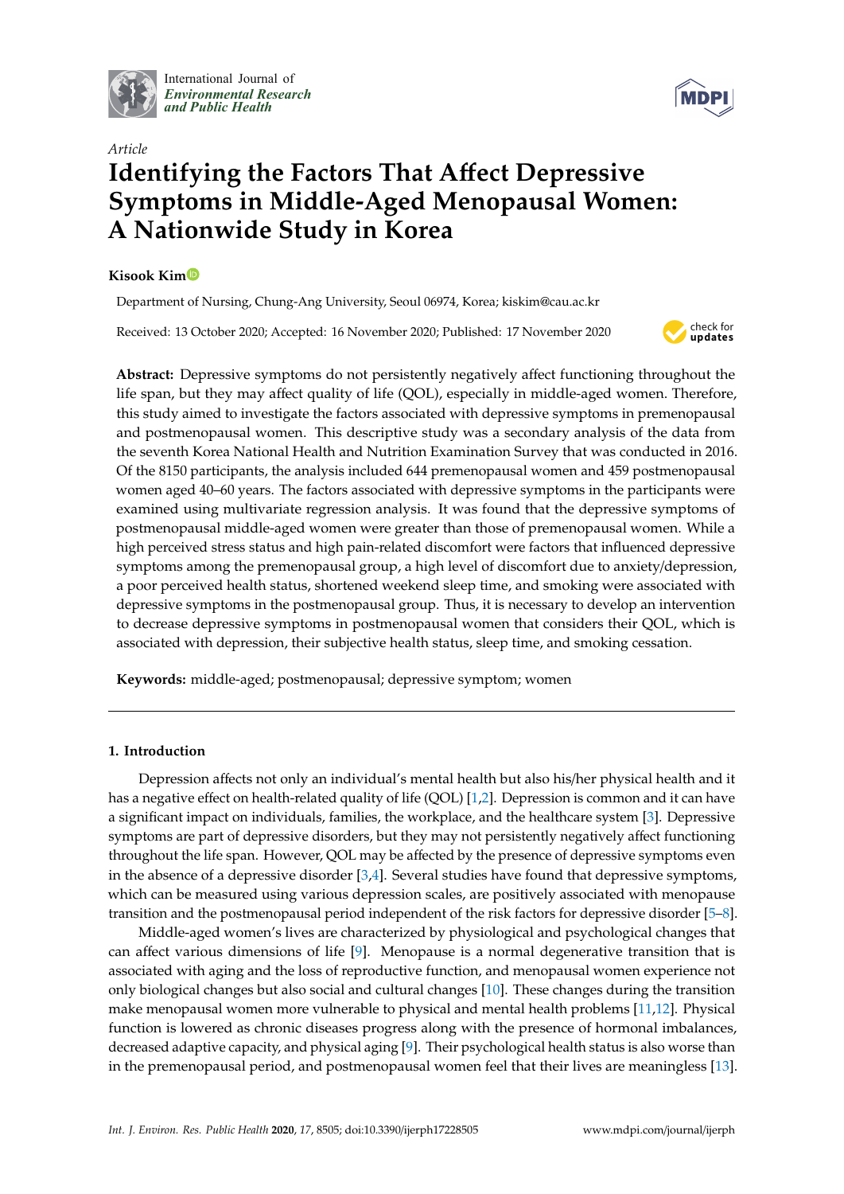Article

# Identifying the Factors That Affect Depressive Symptoms in Middle-Aged Menopausal Women: A Nationwide Study in Korea

**Kisook Kim**

Department of Nursing, Chung-Ang University, Seoul 06974, Korea; kiskim@cau.ac.kr

Received: 13 October 2020; Accepted: 16 November 2020; Published: 17 November 2020

**Abstract:** Depressive symptoms do not persistently negatively affect functioning throughout the life span, but they may affect quality of life (QOL), especially in middle-aged women. Therefore, this study aimed to investigate the factors associated with depressive symptoms in premenopausal and postmenopausal women. This descriptive study was a secondary analysis of the data from the seventh Korea National Health and Nutrition Examination Survey that was conducted in 2016. Of the 8150 participants, the analysis included 644 premenopausal women and 459 postmenopausal women aged 40–60 years. The factors associated with depressive symptoms in the participants were examined using multivariate regression analysis. It was found that the depressive symptoms of postmenopausal middle-aged women were greater than those of premenopausal women. While a high perceived stress status and high pain-related discomfort were factors that influenced depressive symptoms among the premenopausal group, a high level of discomfort due to anxiety/depression, a poor perceived health status, shortened weekend sleep time, and smoking were associated with depressive symptoms in the postmenopausal group. Thus, it is necessary to develop an intervention to decrease depressive symptoms in postmenopausal women that considers their QOL, which is associated with depression, their subjective health status, sleep time, and smoking cessation.

**Keywords:** middle-aged; postmenopausal; depressive symptom; women

## 1. Introduction

Depression affects not only an individual's mental health but also his/her physical health and it has a negative effect on health-related quality of life (QOL) [1,2]. Depression is common and it can have a significant impact on individuals, families, the workplace, and the healthcare system [3]. Depressive symptoms are part of depressive disorders, but they may not persistently negatively affect functioning throughout the life span. However, QOL may be affected by the presence of depressive symptoms even in the absence of a depressive disorder [3,4]. Several studies have found that depressive symptoms, which can be measured using various depression scales, are positively associated with menopause transition and the postmenopausal period independent of the risk factors for depressive disorder [5–8].

Middle-aged women's lives are characterized by physiological and psychological changes that can affect various dimensions of life [9]. Menopause is a normal degenerative transition that is associated with aging and the loss of reproductive function, and menopausal women experience not only biological changes but also social and cultural changes [10]. These changes during the transition make menopausal women more vulnerable to physical and mental health problems [11,12]. Physical function is lowered as chronic diseases progress along with the presence of hormonal imbalances, decreased adaptive capacity, and physical aging [9]. Their psychological health status is also worse than in the premenopausal period, and postmenopausal women feel that their lives are meaningless [13].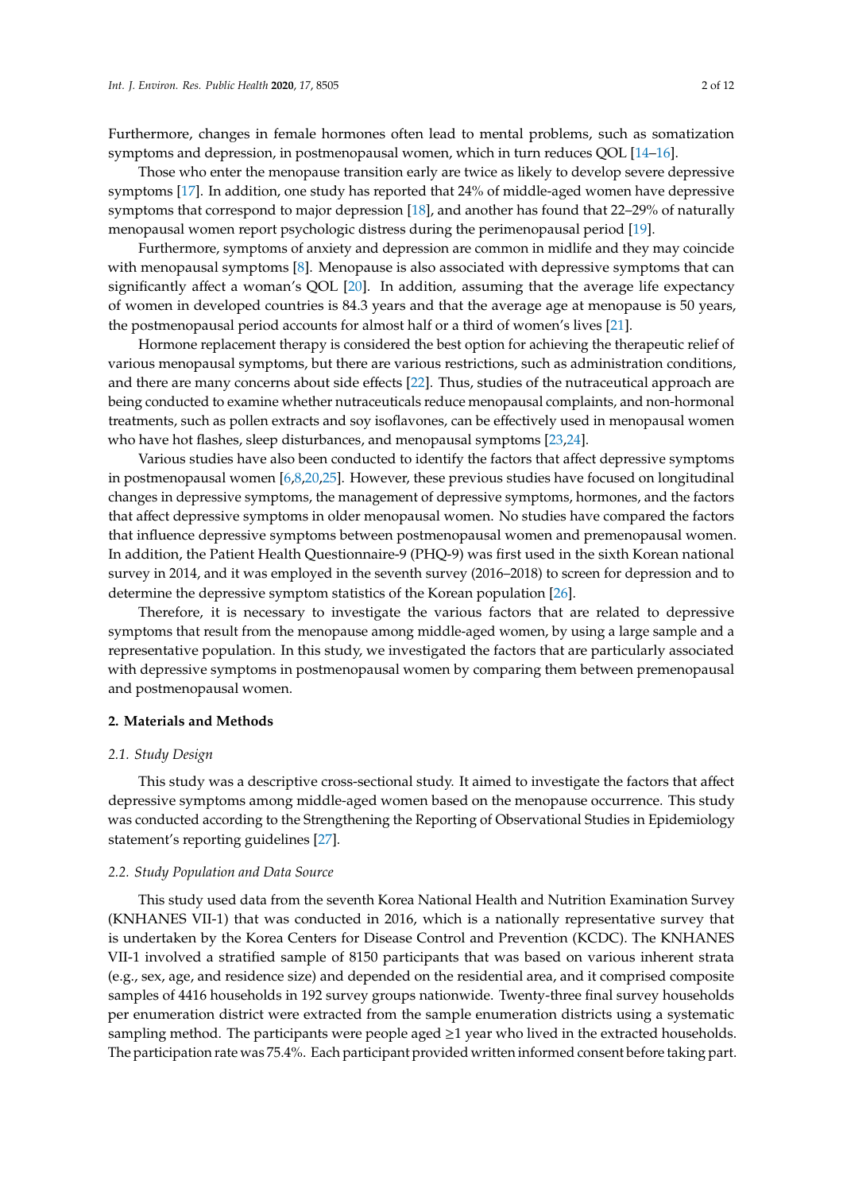Furthermore, changes in female hormones often lead to mental problems, such as somatization symptoms and depression, in postmenopausal women, which in turn reduces QOL [14–16].

Those who enter the menopause transition early are twice as likely to develop severe depressive symptoms [17]. In addition, one study has reported that 24% of middle-aged women have depressive symptoms that correspond to major depression [18], and another has found that 22–29% of naturally menopausal women report psychologic distress during the perimenopausal period [19].

Furthermore, symptoms of anxiety and depression are common in midlife and they may coincide with menopausal symptoms [8]. Menopause is also associated with depressive symptoms that can significantly affect a woman's QOL [20]. In addition, assuming that the average life expectancy of women in developed countries is 84.3 years and that the average age at menopause is 50 years, the postmenopausal period accounts for almost half or a third of women's lives [21].

Hormone replacement therapy is considered the best option for achieving the therapeutic relief of various menopausal symptoms, but there are various restrictions, such as administration conditions, and there are many concerns about side effects [22]. Thus, studies of the nutraceutical approach are being conducted to examine whether nutraceuticals reduce menopausal complaints, and non-hormonal treatments, such as pollen extracts and soy isoflavones, can be effectively used in menopausal women who have hot flashes, sleep disturbances, and menopausal symptoms [23,24].

Various studies have also been conducted to identify the factors that affect depressive symptoms in postmenopausal women [6,8,20,25]. However, these previous studies have focused on longitudinal changes in depressive symptoms, the management of depressive symptoms, hormones, and the factors that affect depressive symptoms in older menopausal women. No studies have compared the factors that influence depressive symptoms between postmenopausal women and premenopausal women. In addition, the Patient Health Questionnaire-9 (PHQ-9) was first used in the sixth Korean national survey in 2014, and it was employed in the seventh survey (2016–2018) to screen for depression and to determine the depressive symptom statistics of the Korean population [26].

Therefore, it is necessary to investigate the various factors that are related to depressive symptoms that result from the menopause among middle-aged women, by using a large sample and a representative population. In this study, we investigated the factors that are particularly associated with depressive symptoms in postmenopausal women by comparing them between premenopausal and postmenopausal women.

## 2. Materials and Methods

### 2.1. Study Design

This study was a descriptive cross-sectional study. It aimed to investigate the factors that affect depressive symptoms among middle-aged women based on the menopause occurrence. This study was conducted according to the Strengthening the Reporting of Observational Studies in Epidemiology statement's reporting guidelines [27].

### 2.2. Study Population and Data Source

This study used data from the seventh Korea National Health and Nutrition Examination Survey (KNHANES VII-1) that was conducted in 2016, which is a nationally representative survey that is undertaken by the Korea Centers for Disease Control and Prevention (KCDC). The KNHANES VII-1 involved a stratified sample of 8150 participants that was based on various inherent strata (e.g., sex, age, and residence size) and depended on the residential area, and it comprised composite samples of 4416 households in 192 survey groups nationwide. Twenty-three final survey households per enumeration district were extracted from the sample enumeration districts using a systematic sampling method. The participants were people aged ≥1 year who lived in the extracted households. The participation rate was 75.4%. Each participant provided written informed consent before taking part.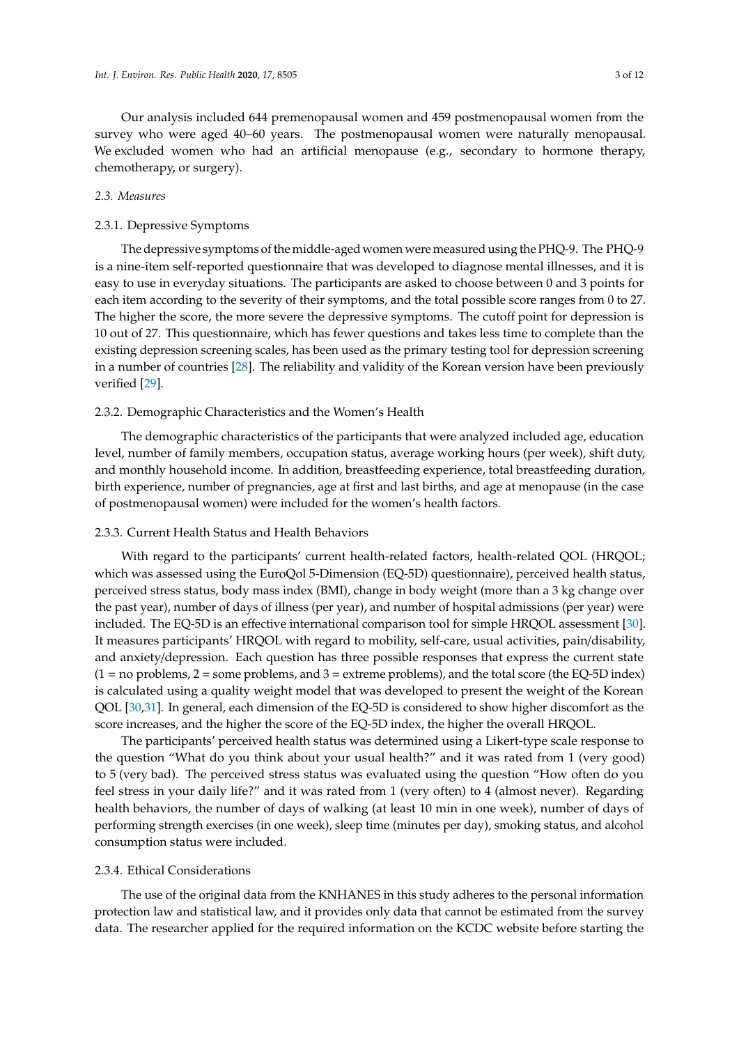Our analysis included 644 premenopausal women and 459 postmenopausal women from the survey who were aged 40–60 years. The postmenopausal women were naturally menopausal. We excluded women who had an artificial menopause (e.g., secondary to hormone therapy, chemotherapy, or surgery).

### *2.3. Measures*

#### 2.3.1. Depressive Symptoms

The depressive symptoms of the middle-aged women were measured using the PHQ-9. The PHQ-9 is a nine-item self-reported questionnaire that was developed to diagnose mental illnesses, and it is easy to use in everyday situations. The participants are asked to choose between 0 and 3 points for each item according to the severity of their symptoms, and the total possible score ranges from 0 to 27. The higher the score, the more severe the depressive symptoms. The cutoff point for depression is 10 out of 27. This questionnaire, which has fewer questions and takes less time to complete than the existing depression screening scales, has been used as the primary testing tool for depression screening in a number of countries [28]. The reliability and validity of the Korean version have been previously verified [29].

#### 2.3.2. Demographic Characteristics and the Women's Health

The demographic characteristics of the participants that were analyzed included age, education level, number of family members, occupation status, average working hours (per week), shift duty, and monthly household income. In addition, breastfeeding experience, total breastfeeding duration, birth experience, number of pregnancies, age at first and last births, and age at menopause (in the case of postmenopausal women) were included for the women's health factors.

#### 2.3.3. Current Health Status and Health Behaviors

With regard to the participants' current health-related factors, health-related QOL (HRQOL; which was assessed using the EuroQol 5-Dimension (EQ-5D) questionnaire), perceived health status, perceived stress status, body mass index (BMI), change in body weight (more than a 3 kg change over the past year), number of days of illness (per year), and number of hospital admissions (per year) were included. The EQ-5D is an effective international comparison tool for simple HRQOL assessment [30]. It measures participants' HRQOL with regard to mobility, self-care, usual activities, pain/disability, and anxiety/depression. Each question has three possible responses that express the current state (1 = no problems, 2 = some problems, and 3 = extreme problems), and the total score (the EQ-5D index) is calculated using a quality weight model that was developed to present the weight of the Korean QOL [30,31]. In general, each dimension of the EQ-5D is considered to show higher discomfort as the score increases, and the higher the score of the EQ-5D index, the higher the overall HRQOL.

The participants' perceived health status was determined using a Likert-type scale response to the question "What do you think about your usual health?" and it was rated from 1 (very good) to 5 (very bad). The perceived stress status was evaluated using the question "How often do you feel stress in your daily life?" and it was rated from 1 (very often) to 4 (almost never). Regarding health behaviors, the number of days of walking (at least 10 min in one week), number of days of performing strength exercises (in one week), sleep time (minutes per day), smoking status, and alcohol consumption status were included.

#### 2.3.4. Ethical Considerations

The use of the original data from the KNHANES in this study adheres to the personal information protection law and statistical law, and it provides only data that cannot be estimated from the survey data. The researcher applied for the required information on the KCDC website before starting the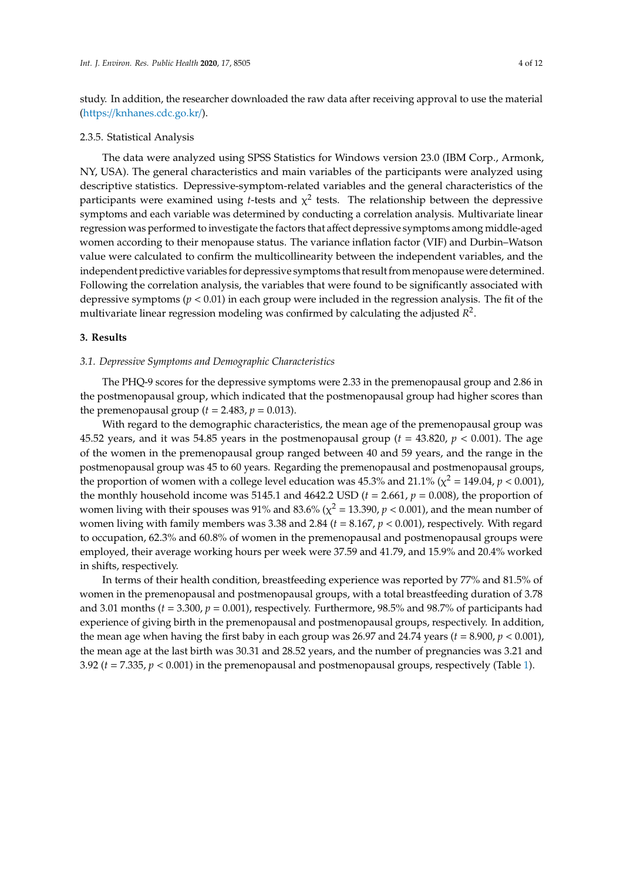study. In addition, the researcher downloaded the raw data after receiving approval to use the material (https://knhanes.cdc.go.kr/).

2.3.5. Statistical Analysis

The data were analyzed using SPSS Statistics for Windows version 23.0 (IBM Corp., Armonk, NY, USA). The general characteristics and main variables of the participants were analyzed using descriptive statistics. Depressive-symptom-related variables and the general characteristics of the participants were examined using *t*-tests and $\chi^2$ tests. The relationship between the depressive symptoms and each variable was determined by conducting a correlation analysis. Multivariate linear regression was performed to investigate the factors that affect depressive symptoms among middle-aged women according to their menopause status. The variance inflation factor (VIF) and Durbin–Watson value were calculated to confirm the multicollinearity between the independent variables, and the independent predictive variables for depressive symptoms that result from menopause were determined. Following the correlation analysis, the variables that were found to be significantly associated with depressive symptoms ($p < 0.01$) in each group were included in the regression analysis. The fit of the multivariate linear regression modeling was confirmed by calculating the adjusted $R^2$.

## 3. Results

### *3.1. Depressive Symptoms and Demographic Characteristics*

The PHQ-9 scores for the depressive symptoms were 2.33 in the premenopausal group and 2.86 in the postmenopausal group, which indicated that the postmenopausal group had higher scores than the premenopausal group ($t = 2.483$, $p = 0.013$).

With regard to the demographic characteristics, the mean age of the premenopausal group was 45.52 years, and it was 54.85 years in the postmenopausal group ($t = 43.820$, $p < 0.001$). The age of the women in the premenopausal group ranged between 40 and 59 years, and the range in the postmenopausal group was 45 to 60 years. Regarding the premenopausal and postmenopausal groups, the proportion of women with a college level education was 45.3% and 21.1% ($\chi^2 = 149.04$, $p < 0.001$), the monthly household income was 5145.1 and 4642.2 USD ($t = 2.661$, $p = 0.008$), the proportion of women living with their spouses was 91% and 83.6% ($\chi^2 = 13.390$, $p < 0.001$), and the mean number of women living with family members was 3.38 and 2.84 ($t = 8.167$, $p < 0.001$), respectively. With regard to occupation, 62.3% and 60.8% of women in the premenopausal and postmenopausal groups were employed, their average working hours per week were 37.59 and 41.79, and 15.9% and 20.4% worked in shifts, respectively.

In terms of their health condition, breastfeeding experience was reported by 77% and 81.5% of women in the premenopausal and postmenopausal groups, with a total breastfeeding duration of 3.78 and 3.01 months ($t = 3.300$, $p = 0.001$), respectively. Furthermore, 98.5% and 98.7% of participants had experience of giving birth in the premenopausal and postmenopausal groups, respectively. In addition, the mean age when having the first baby in each group was 26.97 and 24.74 years ($t = 8.900$, $p < 0.001$), the mean age at the last birth was 30.31 and 28.52 years, and the number of pregnancies was 3.21 and 3.92 ($t = 7.335$, $p < 0.001$) in the premenopausal and postmenopausal groups, respectively (Table 1).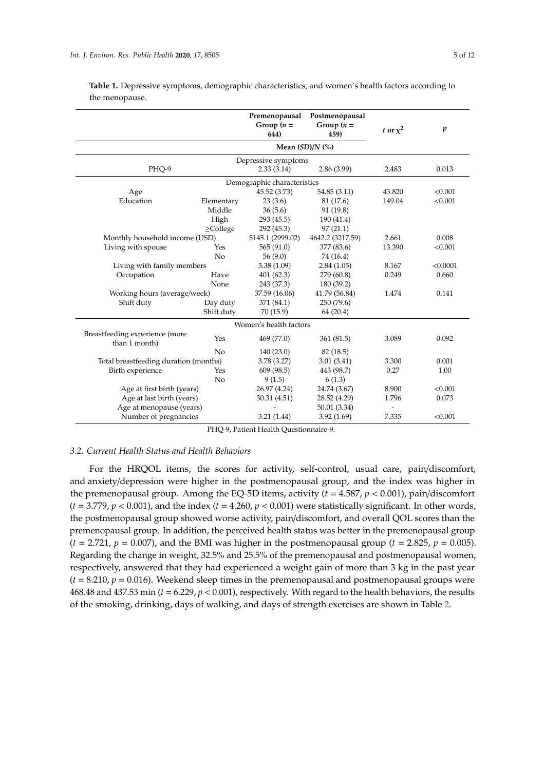**Table 1.** Depressive symptoms, demographic characteristics, and women's health factors according to the menopause.

| | | Premenopausal Group ($n$ = 644) | Postmenopausal Group ($n$ = 459) | $t$ or $\chi^2$ | $p$ |
|---|---|---|---|---|---|
| | | Mean ($SD$)/$N$ (%) | | | |
| Depressive symptoms | | | | | |
| PHQ-9 | | 2.33 (3.14) | 2.86 (3.99) | 2.483 | 0.013 |
| Demographic characteristics | | | | | |
| Age | | 45.52 (3.73) | 54.85 (3.11) | 43.820 | <0.001 |
| Education | Elementary | 23 (3.6) | 81 (17.6) | 149.04 | <0.001 |
| | Middle | 36 (5.6) | 91 (19.8) | | |
| | High | 293 (45.5) | 190 (41.4) | | |
| | ≥College | 292 (45.3) | 97 (21.1) | | |
| Monthly household income (USD) | | 5145.1 (2999.02) | 4642.2 (3217.59) | 2.661 | 0.008 |
| Living with spouse | Yes | 565 (91.0) | 377 (83.6) | 13.390 | <0.001 |
| | No | 56 (9.0) | 74 (16.4) | | |
| Living with family members | | 3.38 (1.09) | 2.84 (1.05) | 8.167 | <0.0001 |
| Occupation | Have | 401 (62.3) | 279 (60.8) | 0.249 | 0.660 |
| | None | 243 (37.3) | 180 (39.2) | | |
| Working hours (average/week) | | 37.59 (16.06) | 41.79 (56.84) | 1.474 | 0.141 |
| Shift duty | Day duty | 371 (84.1) | 250 (79.6) | | |
| | Shift duty | 70 (15.9) | 64 (20.4) | | |
| Women's health factors | | | | | |
| Breastfeeding experience (more than 1 month) | Yes | 469 (77.0) | 361 (81.5) | 3.089 | 0.092 |
| | No | 140 (23.0) | 82 (18.5) | | |
| Total breastfeeding duration (months) | | 3.78 (3.27) | 3.01 (3.41) | 3.300 | 0.001 |
| Birth experience | Yes | 609 (98.5) | 443 (98.7) | 0.27 | 1.00 |
| | No | 9 (1.5) | 6 (1.3) | | |
| Age at first birth (years) | | 26.97 (4.24) | 24.74 (3.67) | 8.900 | <0.001 |
| Age at last birth (years) | | 30.31 (4.51) | 28.52 (4.29) | 1.796 | 0.073 |
| Age at menopause (years) | | - | 50.01 (3.34) | - | |
| Number of pregnancies | | 3.21 (1.44) | 3.92 (1.69) | 7.335 | <0.001 |

PHQ-9, Patient Health Questionnaire-9.

### 3.2. Current Health Status and Health Behaviors

For the HRQOL items, the scores for activity, self-control, usual care, pain/discomfort, and anxiety/depression were higher in the postmenopausal group, and the index was higher in the premenopausal group. Among the EQ-5D items, activity ($t$ = 4.587, $p$ < 0.001), pain/discomfort ($t$ = 3.779, $p$ < 0.001), and the index ($t$ = 4.260, $p$ < 0.001) were statistically significant. In other words, the postmenopausal group showed worse activity, pain/discomfort, and overall QOL scores than the premenopausal group. In addition, the perceived health status was better in the premenopausal group ($t$ = 2.721, $p$ = 0.007), and the BMI was higher in the postmenopausal group ($t$ = 2.825, $p$ = 0.005). Regarding the change in weight, 32.5% and 25.5% of the premenopausal and postmenopausal women, respectively, answered that they had experienced a weight gain of more than 3 kg in the past year ($t$ = 8.210, $p$ = 0.016). Weekend sleep times in the premenopausal and postmenopausal groups were 468.48 and 437.53 min ($t$ = 6.229, $p$ < 0.001), respectively. With regard to the health behaviors, the results of the smoking, drinking, days of walking, and days of strength exercises are shown in Table 2.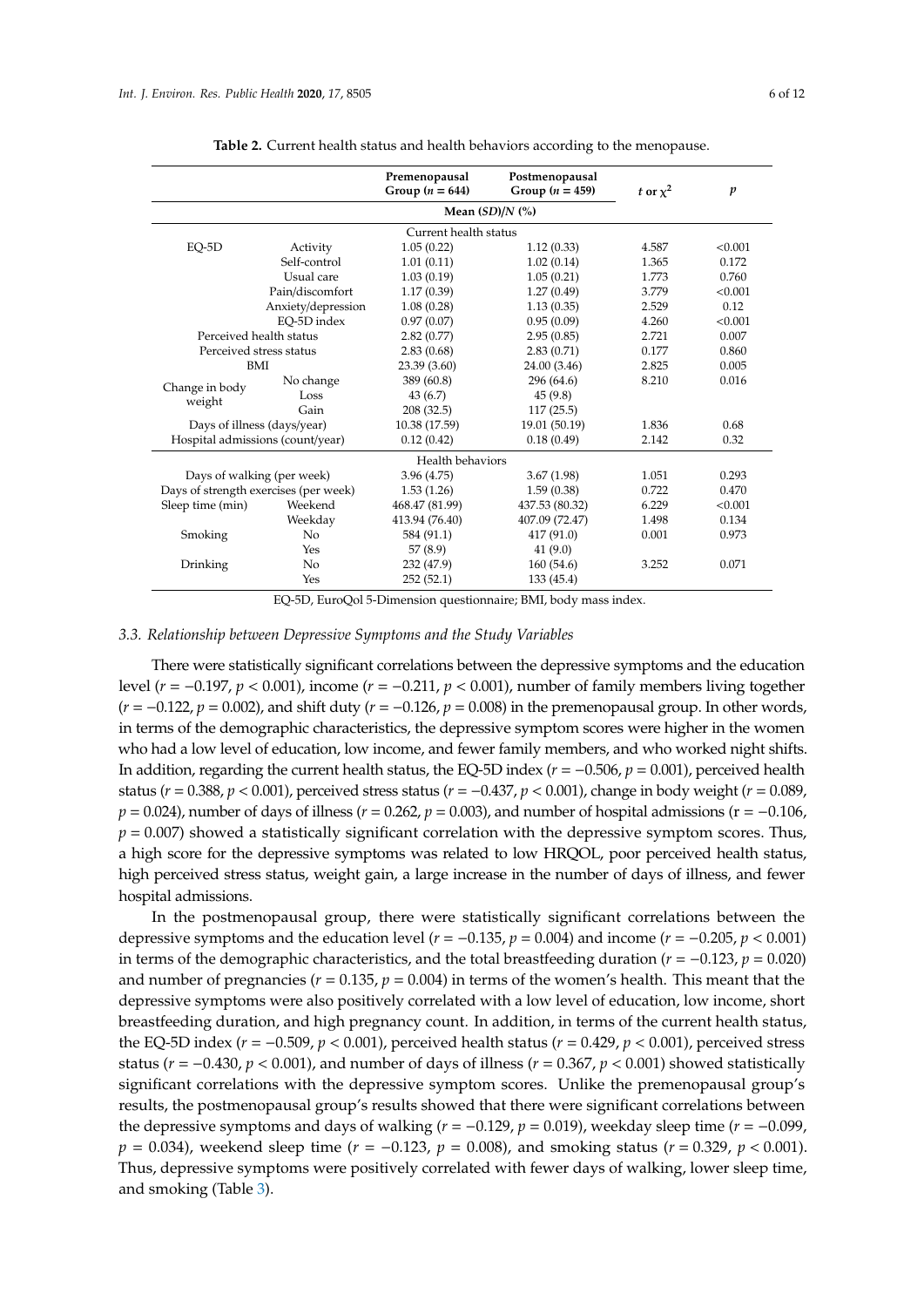**Table 2.** Current health status and health behaviors according to the menopause.

| | | Premenopausal Group ($n$ = 644) | Postmenopausal Group ($n$ = 459) | $t$ or $\chi^2$ | $p$ |
|---|---|---|---|---|---|
| | | Mean ($SD$)/$N$ (%) | | | |
| Current health status | | | | | |
| EQ-5D | Activity | 1.05 (0.22) | 1.12 (0.33) | 4.587 | <0.001 |
| | Self-control | 1.01 (0.11) | 1.02 (0.14) | 1.365 | 0.172 |
| | Usual care | 1.03 (0.19) | 1.05 (0.21) | 1.773 | 0.760 |
| | Pain/discomfort | 1.17 (0.39) | 1.27 (0.49) | 3.779 | <0.001 |
| | Anxiety/depression | 1.08 (0.28) | 1.13 (0.35) | 2.529 | 0.12 |
| | EQ-5D index | 0.97 (0.07) | 0.95 (0.09) | 4.260 | <0.001 |
| Perceived health status | | 2.82 (0.77) | 2.95 (0.85) | 2.721 | 0.007 |
| Perceived stress status | | 2.83 (0.68) | 2.83 (0.71) | 0.177 | 0.860 |
| BMI | | 23.39 (3.60) | 24.00 (3.46) | 2.825 | 0.005 |
| Change in body weight | No change | 389 (60.8) | 296 (64.6) | 8.210 | 0.016 |
| | Loss | 43 (6.7) | 45 (9.8) | | |
| | Gain | 208 (32.5) | 117 (25.5) | | |
| Days of illness (days/year) | | 10.38 (17.59) | 19.01 (50.19) | 1.836 | 0.68 |
| Hospital admissions (count/year) | | 0.12 (0.42) | 0.18 (0.49) | 2.142 | 0.32 |
| Health behaviors | | | | | |
| Days of walking (per week) | | 3.96 (4.75) | 3.67 (1.98) | 1.051 | 0.293 |
| Days of strength exercises (per week) | | 1.53 (1.26) | 1.59 (0.38) | 0.722 | 0.470 |
| Sleep time (min) | Weekend | 468.47 (81.99) | 437.53 (80.32) | 6.229 | <0.001 |
| | Weekday | 413.94 (76.40) | 407.09 (72.47) | 1.498 | 0.134 |
| Smoking | No | 584 (91.1) | 417 (91.0) | 0.001 | 0.973 |
| | Yes | 57 (8.9) | 41 (9.0) | | |
| Drinking | No | 232 (47.9) | 160 (54.6) | 3.252 | 0.071 |
| | Yes | 252 (52.1) | 133 (45.4) | | |

EQ-5D, EuroQol 5-Dimension questionnaire; BMI, body mass index.

### *3.3. Relationship between Depressive Symptoms and the Study Variables*

There were statistically significant correlations between the depressive symptoms and the education level ($r = -0.197$, $p < 0.001$), income ($r = -0.211$, $p < 0.001$), number of family members living together ($r = -0.122$, $p = 0.002$), and shift duty ($r = -0.126$, $p = 0.008$) in the premenopausal group. In other words, in terms of the demographic characteristics, the depressive symptom scores were higher in the women who had a low level of education, low income, and fewer family members, and who worked night shifts. In addition, regarding the current health status, the EQ-5D index ($r = -0.506$, $p = 0.001$), perceived health status ($r = 0.388$, $p < 0.001$), perceived stress status ($r = -0.437$, $p < 0.001$), change in body weight ($r = 0.089$, $p = 0.024$), number of days of illness ($r = 0.262$, $p = 0.003$), and number of hospital admissions ($r = -0.106$, $p = 0.007$) showed a statistically significant correlation with the depressive symptom scores. Thus, a high score for the depressive symptoms was related to low HRQOL, poor perceived health status, high perceived stress status, weight gain, a large increase in the number of days of illness, and fewer hospital admissions.

In the postmenopausal group, there were statistically significant correlations between the depressive symptoms and the education level ($r = -0.135$, $p = 0.004$) and income ($r = -0.205$, $p < 0.001$) in terms of the demographic characteristics, and the total breastfeeding duration ($r = -0.123$, $p = 0.020$) and number of pregnancies ($r = 0.135$, $p = 0.004$) in terms of the women's health. This meant that the depressive symptoms were also positively correlated with a low level of education, low income, short breastfeeding duration, and high pregnancy count. In addition, in terms of the current health status, the EQ-5D index ($r = -0.509$, $p < 0.001$), perceived health status ($r = 0.429$, $p < 0.001$), perceived stress status ($r = -0.430$, $p < 0.001$), and number of days of illness ($r = 0.367$, $p < 0.001$) showed statistically significant correlations with the depressive symptom scores. Unlike the premenopausal group's results, the postmenopausal group's results showed that there were significant correlations between the depressive symptoms and days of walking ($r = -0.129$, $p = 0.019$), weekday sleep time ($r = -0.099$, $p = 0.034$), weekend sleep time ($r = -0.123$, $p = 0.008$), and smoking status ($r = 0.329$, $p < 0.001$). Thus, depressive symptoms were positively correlated with fewer days of walking, lower sleep time, and smoking (Table 3).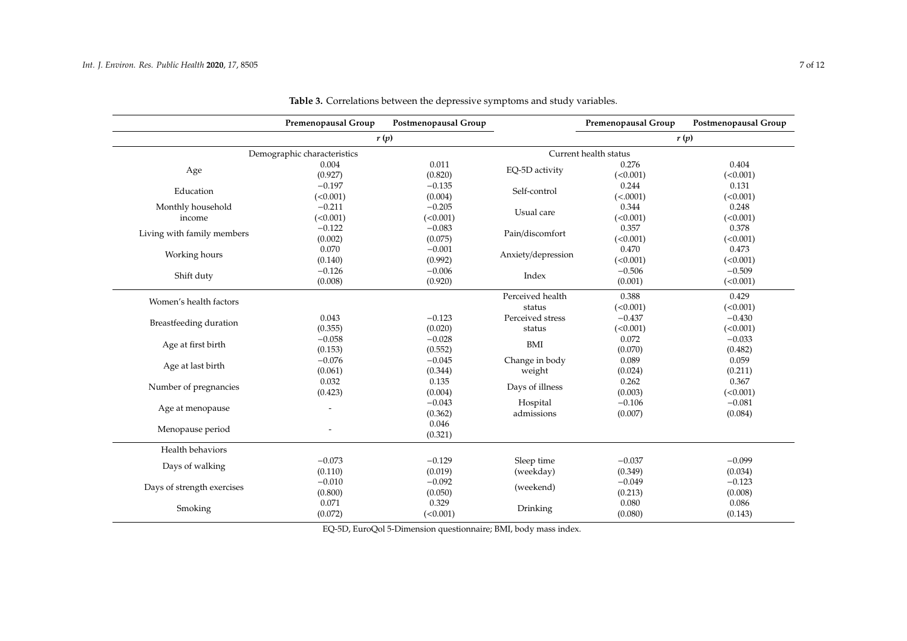**Table 3.** Correlations between the depressive symptoms and study variables.

| | Premenopausal Group | Postmenopausal Group | | Premenopausal Group | Postmenopausal Group |
|---|---|---|---|---|---|
| | $r$ ($p$) | | | $r$ ($p$) | |
| Demographic characteristics | | | Current health status | | |
| Age | 0.004 (0.927) | 0.011 (0.820) | EQ-5D activity | 0.276 (<0.001) | 0.404 (<0.001) |
| Education | −0.197 (<0.001) | −0.135 (0.004) | Self-control | 0.244 (<.0001) | 0.131 (<0.001) |
| Monthly household income | −0.211 (<0.001) | −0.205 (<0.001) | Usual care | 0.344 (<0.001) | 0.248 (<0.001) |
| Living with family members | −0.122 (0.002) | −0.083 (0.075) | Pain/discomfort | 0.357 (<0.001) | 0.378 (<0.001) |
| Working hours | 0.070 (0.140) | −0.001 (0.992) | Anxiety/depression | 0.470 (<0.001) | 0.473 (<0.001) |
| Shift duty | −0.126 (0.008) | −0.006 (0.920) | Index | −0.506 (0.001) | −0.509 (<0.001) |
| Women's health factors | | | Perceived health status | 0.388 (<0.001) | 0.429 (<0.001) |
| Breastfeeding duration | 0.043 (0.355) | −0.123 (0.020) | Perceived stress status | −0.437 (<0.001) | −0.430 (<0.001) |
| Age at first birth | −0.058 (0.153) | −0.028 (0.552) | BMI | 0.072 (0.070) | −0.033 (0.482) |
| Age at last birth | −0.076 (0.061) | −0.045 (0.344) | Change in body weight | 0.089 (0.024) | 0.059 (0.211) |
| Number of pregnancies | 0.032 (0.423) | 0.135 (0.004) | Days of illness | 0.262 (0.003) | 0.367 (<0.001) |
| Age at menopause | - | −0.043 (0.362) | Hospital admissions | −0.106 (0.007) | −0.081 (0.084) |
| Menopause period | - | 0.046 (0.321) | | | |
| Health behaviors | | | | | |
| Days of walking | −0.073 (0.110) | −0.129 (0.019) | Sleep time (weekday) | −0.037 (0.349) | −0.099 (0.034) |
| Days of strength exercises | −0.010 (0.800) | −0.092 (0.050) | (weekend) | −0.049 (0.213) | −0.123 (0.008) |
| Smoking | 0.071 (0.072) | 0.329 (<0.001) | Drinking | 0.080 (0.080) | 0.086 (0.143) |

EQ-5D, EuroQol 5-Dimension questionnaire; BMI, body mass index.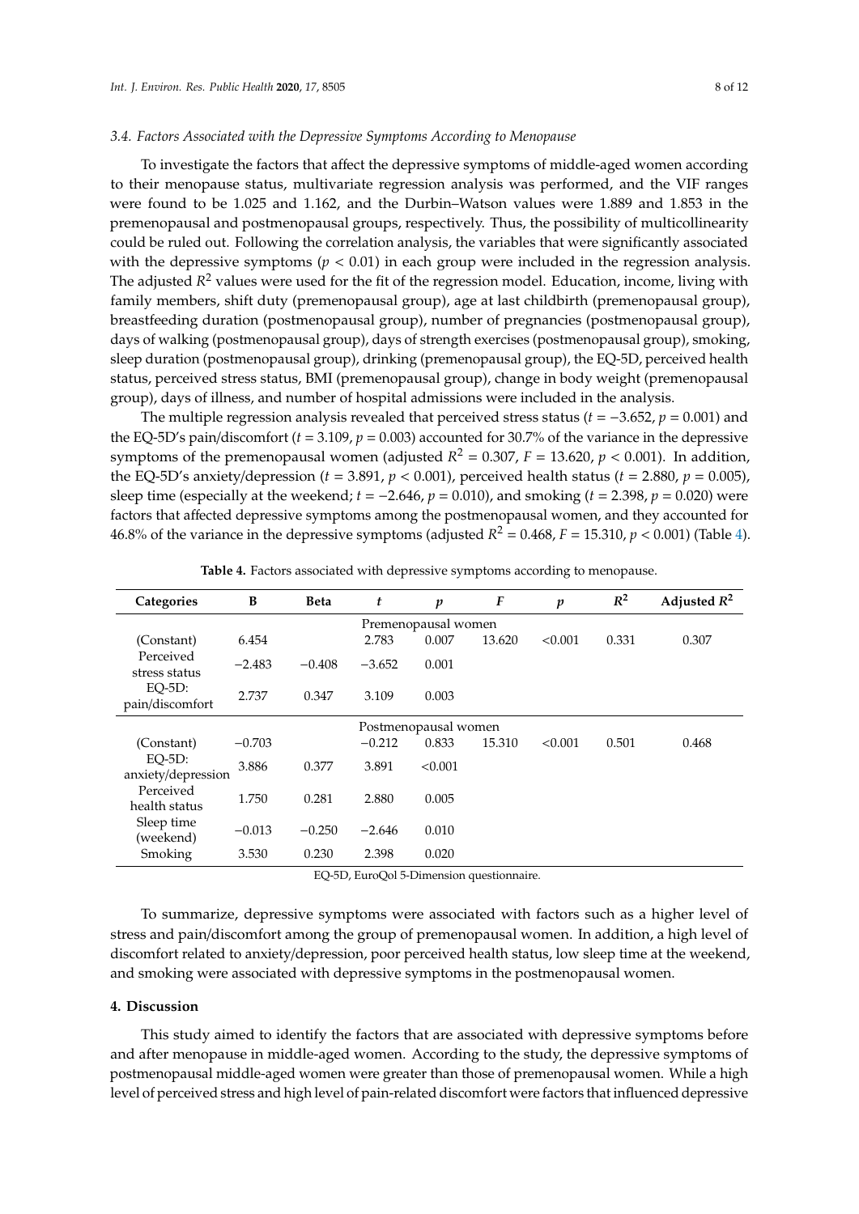### 3.4. Factors Associated with the Depressive Symptoms According to Menopause

To investigate the factors that affect the depressive symptoms of middle-aged women according to their menopause status, multivariate regression analysis was performed, and the VIF ranges were found to be 1.025 and 1.162, and the Durbin–Watson values were 1.889 and 1.853 in the premenopausal and postmenopausal groups, respectively. Thus, the possibility of multicollinearity could be ruled out. Following the correlation analysis, the variables that were significantly associated with the depressive symptoms ($p < 0.01$) in each group were included in the regression analysis. The adjusted $R^2$ values were used for the fit of the regression model. Education, income, living with family members, shift duty (premenopausal group), age at last childbirth (premenopausal group), breastfeeding duration (postmenopausal group), number of pregnancies (postmenopausal group), days of walking (postmenopausal group), days of strength exercises (postmenopausal group), smoking, sleep duration (postmenopausal group), drinking (premenopausal group), the EQ-5D, perceived health status, perceived stress status, BMI (premenopausal group), change in body weight (premenopausal group), days of illness, and number of hospital admissions were included in the analysis.

The multiple regression analysis revealed that perceived stress status ($t = -3.652$, $p = 0.001$) and the EQ-5D's pain/discomfort ($t = 3.109$, $p = 0.003$) accounted for 30.7% of the variance in the depressive symptoms of the premenopausal women (adjusted $R^2 = 0.307$, $F = 13.620$, $p < 0.001$). In addition, the EQ-5D's anxiety/depression ($t = 3.891$, $p < 0.001$), perceived health status ($t = 2.880$, $p = 0.005$), sleep time (especially at the weekend; $t = -2.646$, $p = 0.010$), and smoking ($t = 2.398$, $p = 0.020$) were factors that affected depressive symptoms among the postmenopausal women, and they accounted for 46.8% of the variance in the depressive symptoms (adjusted $R^2 = 0.468$, $F = 15.310$, $p < 0.001$) (Table 4).

**Table 4.** Factors associated with depressive symptoms according to menopause.

| Categories | B | Beta | $t$ | $p$ | $F$ | $p$ | $R^2$ | Adjusted $R^2$ |
|---|---|---|---|---|---|---|---|---|
| | | | Premenopausal women | | | | | |
| (Constant) | 6.454 | | 2.783 | 0.007 | 13.620 | <0.001 | 0.331 | 0.307 |
| Perceived stress status | −2.483 | −0.408 | −3.652 | 0.001 | | | | |
| EQ-5D: pain/discomfort | 2.737 | 0.347 | 3.109 | 0.003 | | | | |
| | | | Postmenopausal women | | | | | |
| (Constant) | −0.703 | | −0.212 | 0.833 | 15.310 | <0.001 | 0.501 | 0.468 |
| EQ-5D: anxiety/depression | 3.886 | 0.377 | 3.891 | <0.001 | | | | |
| Perceived health status | 1.750 | 0.281 | 2.880 | 0.005 | | | | |
| Sleep time (weekend) | −0.013 | −0.250 | −2.646 | 0.010 | | | | |
| Smoking | 3.530 | 0.230 | 2.398 | 0.020 | | | | |

EQ-5D, EuroQol 5-Dimension questionnaire.

To summarize, depressive symptoms were associated with factors such as a higher level of stress and pain/discomfort among the group of premenopausal women. In addition, a high level of discomfort related to anxiety/depression, poor perceived health status, low sleep time at the weekend, and smoking were associated with depressive symptoms in the postmenopausal women.

## 4. Discussion

This study aimed to identify the factors that are associated with depressive symptoms before and after menopause in middle-aged women. According to the study, the depressive symptoms of postmenopausal middle-aged women were greater than those of premenopausal women. While a high level of perceived stress and high level of pain-related discomfort were factors that influenced depressive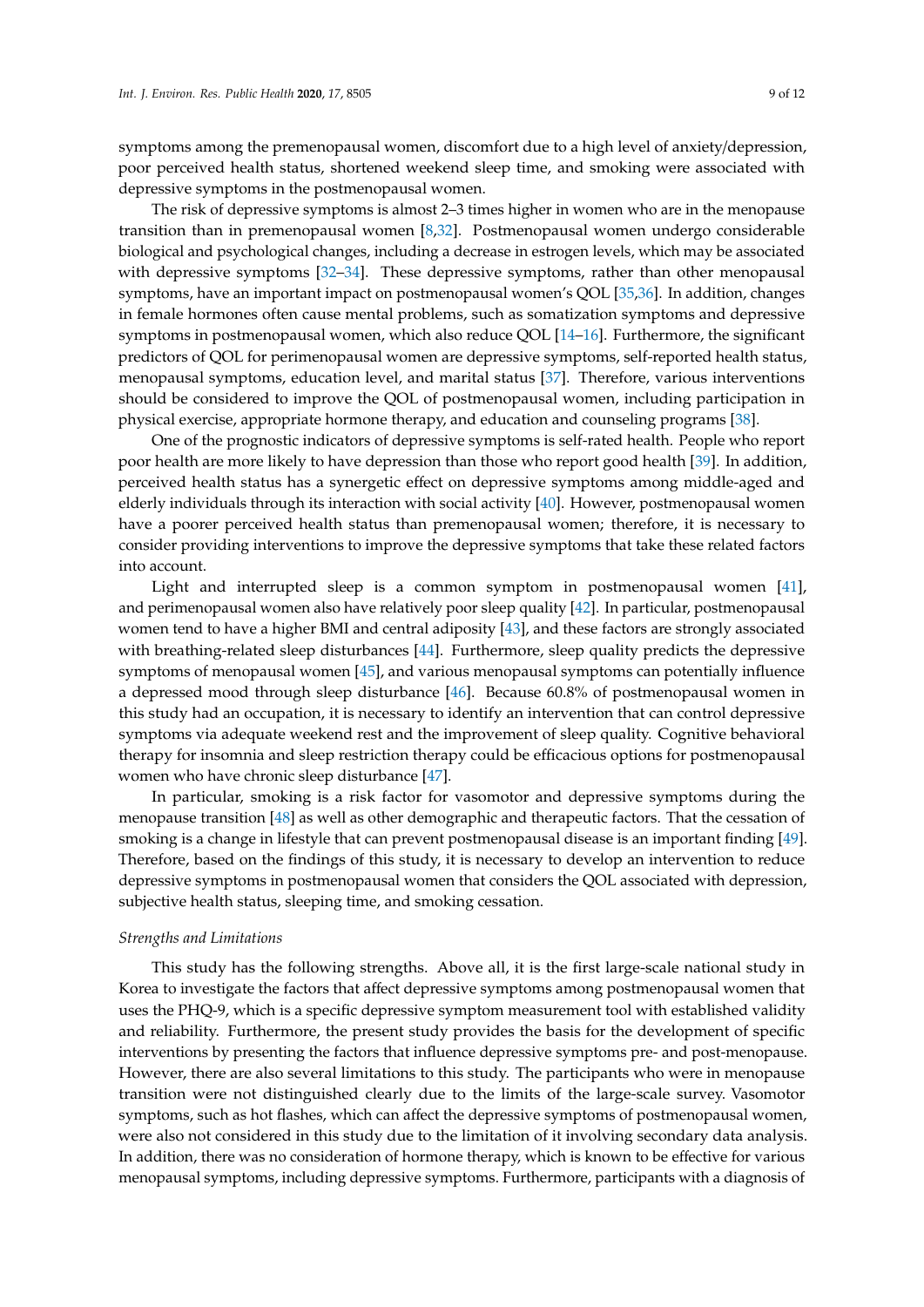symptoms among the premenopausal women, discomfort due to a high level of anxiety/depression, poor perceived health status, shortened weekend sleep time, and smoking were associated with depressive symptoms in the postmenopausal women.

The risk of depressive symptoms is almost 2–3 times higher in women who are in the menopause transition than in premenopausal women [8,32]. Postmenopausal women undergo considerable biological and psychological changes, including a decrease in estrogen levels, which may be associated with depressive symptoms [32–34]. These depressive symptoms, rather than other menopausal symptoms, have an important impact on postmenopausal women's QOL [35,36]. In addition, changes in female hormones often cause mental problems, such as somatization symptoms and depressive symptoms in postmenopausal women, which also reduce QOL [14–16]. Furthermore, the significant predictors of QOL for perimenopausal women are depressive symptoms, self-reported health status, menopausal symptoms, education level, and marital status [37]. Therefore, various interventions should be considered to improve the QOL of postmenopausal women, including participation in physical exercise, appropriate hormone therapy, and education and counseling programs [38].

One of the prognostic indicators of depressive symptoms is self-rated health. People who report poor health are more likely to have depression than those who report good health [39]. In addition, perceived health status has a synergetic effect on depressive symptoms among middle-aged and elderly individuals through its interaction with social activity [40]. However, postmenopausal women have a poorer perceived health status than premenopausal women; therefore, it is necessary to consider providing interventions to improve the depressive symptoms that take these related factors into account.

Light and interrupted sleep is a common symptom in postmenopausal women [41], and perimenopausal women also have relatively poor sleep quality [42]. In particular, postmenopausal women tend to have a higher BMI and central adiposity [43], and these factors are strongly associated with breathing-related sleep disturbances [44]. Furthermore, sleep quality predicts the depressive symptoms of menopausal women [45], and various menopausal symptoms can potentially influence a depressed mood through sleep disturbance [46]. Because 60.8% of postmenopausal women in this study had an occupation, it is necessary to identify an intervention that can control depressive symptoms via adequate weekend rest and the improvement of sleep quality. Cognitive behavioral therapy for insomnia and sleep restriction therapy could be efficacious options for postmenopausal women who have chronic sleep disturbance [47].

In particular, smoking is a risk factor for vasomotor and depressive symptoms during the menopause transition [48] as well as other demographic and therapeutic factors. That the cessation of smoking is a change in lifestyle that can prevent postmenopausal disease is an important finding [49]. Therefore, based on the findings of this study, it is necessary to develop an intervention to reduce depressive symptoms in postmenopausal women that considers the QOL associated with depression, subjective health status, sleeping time, and smoking cessation.

*Strengths and Limitations*

This study has the following strengths. Above all, it is the first large-scale national study in Korea to investigate the factors that affect depressive symptoms among postmenopausal women that uses the PHQ-9, which is a specific depressive symptom measurement tool with established validity and reliability. Furthermore, the present study provides the basis for the development of specific interventions by presenting the factors that influence depressive symptoms pre- and post-menopause. However, there are also several limitations to this study. The participants who were in menopause transition were not distinguished clearly due to the limits of the large-scale survey. Vasomotor symptoms, such as hot flashes, which can affect the depressive symptoms of postmenopausal women, were also not considered in this study due to the limitation of it involving secondary data analysis. In addition, there was no consideration of hormone therapy, which is known to be effective for various menopausal symptoms, including depressive symptoms. Furthermore, participants with a diagnosis of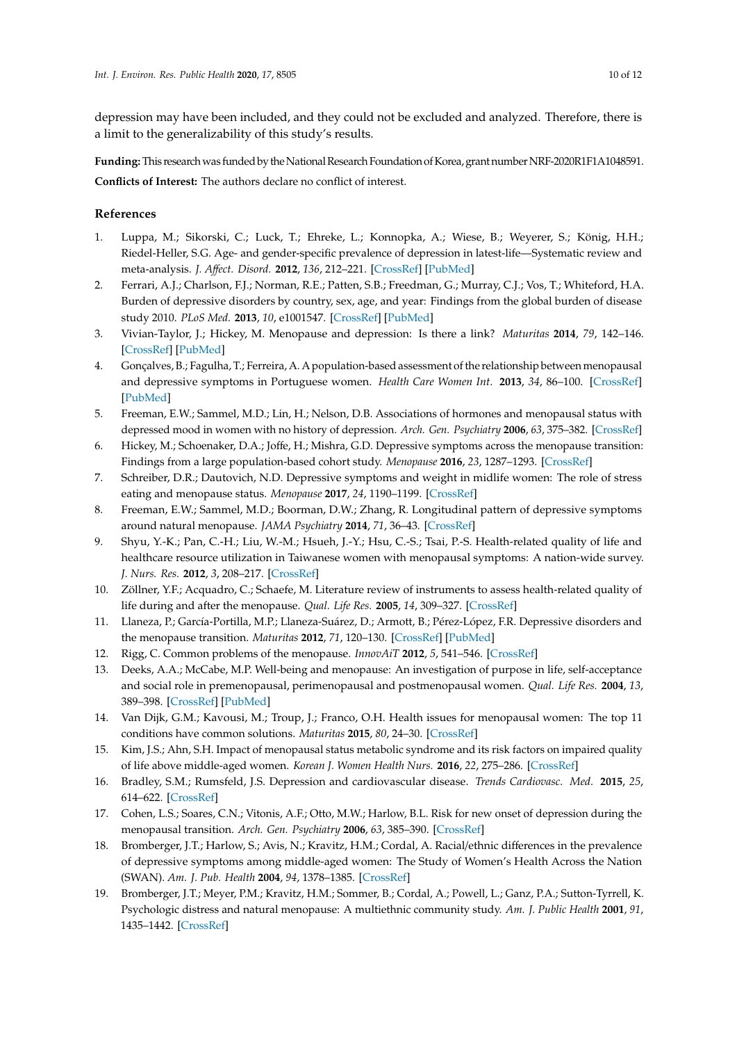depression may have been included, and they could not be excluded and analyzed. Therefore, there is a limit to the generalizability of this study's results.

**Funding:** This research was funded by the National Research Foundation of Korea, grant number NRF-2020R1F1A1048591.

**Conflicts of Interest:** The authors declare no conflict of interest.

## References

1. Luppa, M.; Sikorski, C.; Luck, T.; Ehreke, L.; Konnopka, A.; Wiese, B.; Weyerer, S.; König, H.H.; Riedel-Heller, S.G. Age- and gender-specific prevalence of depression in latest-life—Systematic review and meta-analysis. *J. Affect. Disord.* **2012**, *136*, 212–221. [CrossRef] [PubMed]
2. Ferrari, A.J.; Charlson, F.J.; Norman, R.E.; Patten, S.B.; Freedman, G.; Murray, C.J.; Vos, T.; Whiteford, H.A. Burden of depressive disorders by country, sex, age, and year: Findings from the global burden of disease study 2010. *PLoS Med.* **2013**, *10*, e1001547. [CrossRef] [PubMed]
3. Vivian-Taylor, J.; Hickey, M. Menopause and depression: Is there a link? *Maturitas* **2014**, *79*, 142–146. [CrossRef] [PubMed]
4. Gonçalves, B.; Fagulha, T.; Ferreira, A. A population-based assessment of the relationship between menopausal and depressive symptoms in Portuguese women. *Health Care Women Int.* **2013**, *34*, 86–100. [CrossRef] [PubMed]
5. Freeman, E.W.; Sammel, M.D.; Lin, H.; Nelson, D.B. Associations of hormones and menopausal status with depressed mood in women with no history of depression. *Arch. Gen. Psychiatry* **2006**, *63*, 375–382. [CrossRef]
6. Hickey, M.; Schoenaker, D.A.; Joffe, H.; Mishra, G.D. Depressive symptoms across the menopause transition: Findings from a large population-based cohort study. *Menopause* **2016**, *23*, 1287–1293. [CrossRef]
7. Schreiber, D.R.; Dautovich, N.D. Depressive symptoms and weight in midlife women: The role of stress eating and menopause status. *Menopause* **2017**, *24*, 1190–1199. [CrossRef]
8. Freeman, E.W.; Sammel, M.D.; Boorman, D.W.; Zhang, R. Longitudinal pattern of depressive symptoms around natural menopause. *JAMA Psychiatry* **2014**, *71*, 36–43. [CrossRef]
9. Shyu, Y.-K.; Pan, C.-H.; Liu, W.-M.; Hsueh, J.-Y.; Hsu, C.-S.; Tsai, P.-S. Health-related quality of life and healthcare resource utilization in Taiwanese women with menopausal symptoms: A nation-wide survey. *J. Nurs. Res.* **2012**, *3*, 208–217. [CrossRef]
10. Zöllner, Y.F.; Acquadro, C.; Schaefe, M. Literature review of instruments to assess health-related quality of life during and after the menopause. *Qual. Life Res.* **2005**, *14*, 309–327. [CrossRef]
11. Llaneza, P.; García-Portilla, M.P.; Llaneza-Suárez, D.; Armott, B.; Pérez-López, F.R. Depressive disorders and the menopause transition. *Maturitas* **2012**, *71*, 120–130. [CrossRef] [PubMed]
12. Rigg, C. Common problems of the menopause. *InnovAiT* **2012**, *5*, 541–546. [CrossRef]
13. Deeks, A.A.; McCabe, M.P. Well-being and menopause: An investigation of purpose in life, self-acceptance and social role in premenopausal, perimenopausal and postmenopausal women. *Qual. Life Res.* **2004**, *13*, 389–398. [CrossRef] [PubMed]
14. Van Dijk, G.M.; Kavousi, M.; Troup, J.; Franco, O.H. Health issues for menopausal women: The top 11 conditions have common solutions. *Maturitas* **2015**, *80*, 24–30. [CrossRef]
15. Kim, J.S.; Ahn, S.H. Impact of menopausal status metabolic syndrome and its risk factors on impaired quality of life above middle-aged women. *Korean J. Women Health Nurs.* **2016**, *22*, 275–286. [CrossRef]
16. Bradley, S.M.; Rumsfeld, J.S. Depression and cardiovascular disease. *Trends Cardiovasc. Med.* **2015**, *25*, 614–622. [CrossRef]
17. Cohen, L.S.; Soares, C.N.; Vitonis, A.F.; Otto, M.W.; Harlow, B.L. Risk for new onset of depression during the menopausal transition. *Arch. Gen. Psychiatry* **2006**, *63*, 385–390. [CrossRef]
18. Bromberger, J.T.; Harlow, S.; Avis, N.; Kravitz, H.M.; Cordal, A. Racial/ethnic differences in the prevalence of depressive symptoms among middle-aged women: The Study of Women's Health Across the Nation (SWAN). *Am. J. Pub. Health* **2004**, *94*, 1378–1385. [CrossRef]
19. Bromberger, J.T.; Meyer, P.M.; Kravitz, H.M.; Sommer, B.; Cordal, A.; Powell, L.; Ganz, P.A.; Sutton-Tyrrell, K. Psychologic distress and natural menopause: A multiethnic community study. *Am. J. Public Health* **2001**, *91*, 1435–1442. [CrossRef]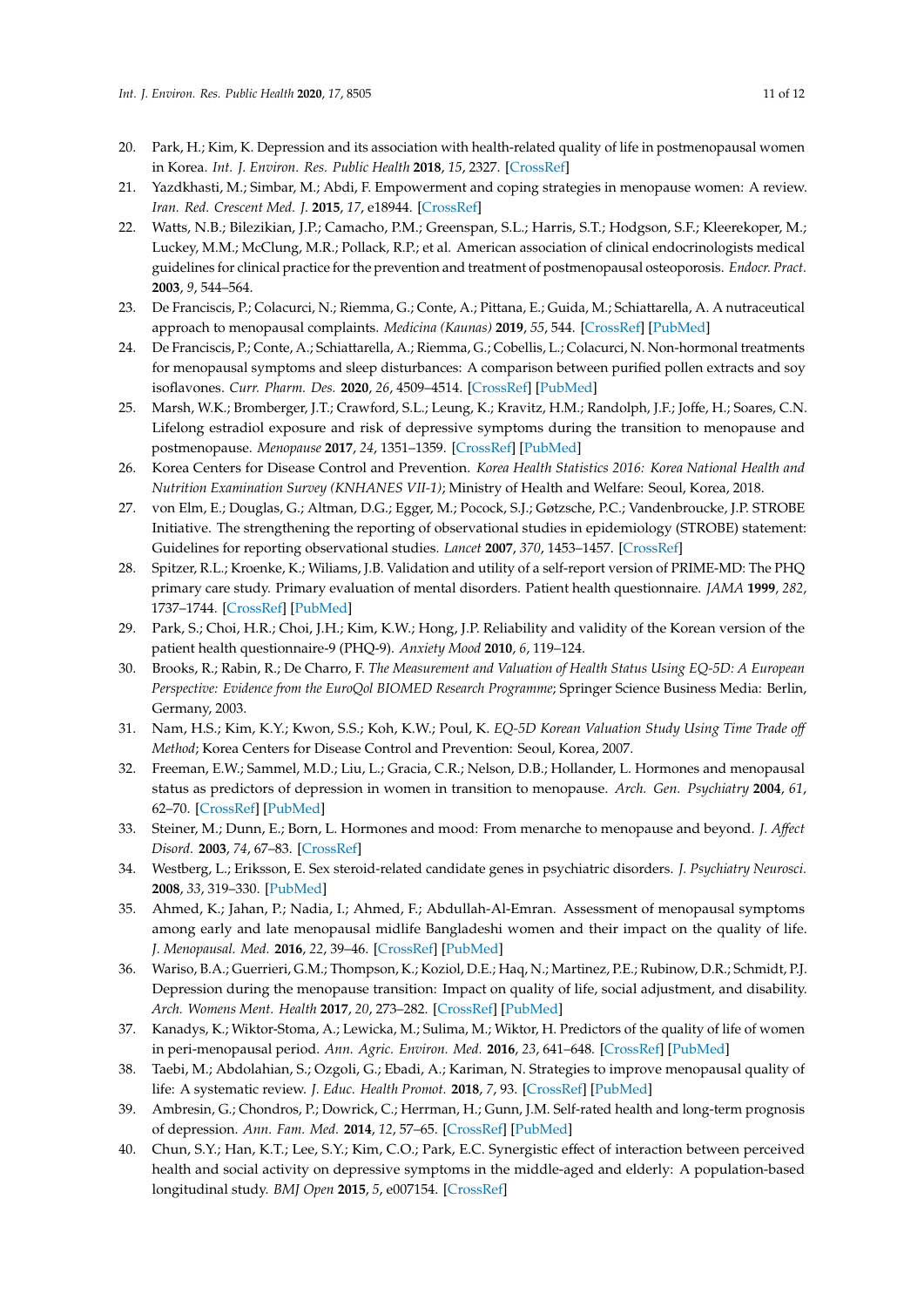20. Park, H.; Kim, K. Depression and its association with health-related quality of life in postmenopausal women in Korea. *Int. J. Environ. Res. Public Health* **2018**, *15*, 2327. [CrossRef]
21. Yazdkhasti, M.; Simbar, M.; Abdi, F. Empowerment and coping strategies in menopause women: A review. *Iran. Red. Crescent Med. J.* **2015**, *17*, e18944. [CrossRef]
22. Watts, N.B.; Bilezikian, J.P.; Camacho, P.M.; Greenspan, S.L.; Harris, S.T.; Hodgson, S.F.; Kleerekoper, M.; Luckey, M.M.; McClung, M.R.; Pollack, R.P.; et al. American association of clinical endocrinologists medical guidelines for clinical practice for the prevention and treatment of postmenopausal osteoporosis. *Endocr. Pract.* **2003**, *9*, 544–564.
23. De Franciscis, P.; Colacurci, N.; Riemma, G.; Conte, A.; Pittana, E.; Guida, M.; Schiattarella, A. A nutraceutical approach to menopausal complaints. *Medicina (Kaunas)* **2019**, *55*, 544. [CrossRef] [PubMed]
24. De Franciscis, P.; Conte, A.; Schiattarella, A.; Riemma, G.; Cobellis, L.; Colacurci, N. Non-hormonal treatments for menopausal symptoms and sleep disturbances: A comparison between purified pollen extracts and soy isoflavones. *Curr. Pharm. Des.* **2020**, *26*, 4509–4514. [CrossRef] [PubMed]
25. Marsh, W.K.; Bromberger, J.T.; Crawford, S.L.; Leung, K.; Kravitz, H.M.; Randolph, J.F.; Joffe, H.; Soares, C.N. Lifelong estradiol exposure and risk of depressive symptoms during the transition to menopause and postmenopause. *Menopause* **2017**, *24*, 1351–1359. [CrossRef] [PubMed]
26. Korea Centers for Disease Control and Prevention. *Korea Health Statistics 2016: Korea National Health and Nutrition Examination Survey (KNHANES VII-1)*; Ministry of Health and Welfare: Seoul, Korea, 2018.
27. von Elm, E.; Douglas, G.; Altman, D.G.; Egger, M.; Pocock, S.J.; Gøtzsche, P.C.; Vandenbroucke, J.P. STROBE Initiative. The strengthening the reporting of observational studies in epidemiology (STROBE) statement: Guidelines for reporting observational studies. *Lancet* **2007**, *370*, 1453–1457. [CrossRef]
28. Spitzer, R.L.; Kroenke, K.; Wiliams, J.B. Validation and utility of a self-report version of PRIME-MD: The PHQ primary care study. Primary evaluation of mental disorders. Patient health questionnaire. *JAMA* **1999**, *282*, 1737–1744. [CrossRef] [PubMed]
29. Park, S.; Choi, H.R.; Choi, J.H.; Kim, K.W.; Hong, J.P. Reliability and validity of the Korean version of the patient health questionnaire-9 (PHQ-9). *Anxiety Mood* **2010**, *6*, 119–124.
30. Brooks, R.; Rabin, R.; De Charro, F. *The Measurement and Valuation of Health Status Using EQ-5D: A European Perspective: Evidence from the EuroQol BIOMED Research Programme*; Springer Science Business Media: Berlin, Germany, 2003.
31. Nam, H.S.; Kim, K.Y.; Kwon, S.S.; Koh, K.W.; Poul, K. *EQ-5D Korean Valuation Study Using Time Trade off Method*; Korea Centers for Disease Control and Prevention: Seoul, Korea, 2007.
32. Freeman, E.W.; Sammel, M.D.; Liu, L.; Gracia, C.R.; Nelson, D.B.; Hollander, L. Hormones and menopausal status as predictors of depression in women in transition to menopause. *Arch. Gen. Psychiatry* **2004**, *61*, 62–70. [CrossRef] [PubMed]
33. Steiner, M.; Dunn, E.; Born, L. Hormones and mood: From menarche to menopause and beyond. *J. Affect Disord.* **2003**, *74*, 67–83. [CrossRef]
34. Westberg, L.; Eriksson, E. Sex steroid-related candidate genes in psychiatric disorders. *J. Psychiatry Neurosci.* **2008**, *33*, 319–330. [PubMed]
35. Ahmed, K.; Jahan, P.; Nadia, I.; Ahmed, F.; Abdullah-Al-Emran. Assessment of menopausal symptoms among early and late menopausal midlife Bangladeshi women and their impact on the quality of life. *J. Menopausal. Med.* **2016**, *22*, 39–46. [CrossRef] [PubMed]
36. Wariso, B.A.; Guerrieri, G.M.; Thompson, K.; Koziol, D.E.; Haq, N.; Martinez, P.E.; Rubinow, D.R.; Schmidt, P.J. Depression during the menopause transition: Impact on quality of life, social adjustment, and disability. *Arch. Womens Ment. Health* **2017**, *20*, 273–282. [CrossRef] [PubMed]
37. Kanadys, K.; Wiktor-Stoma, A.; Lewicka, M.; Sulima, M.; Wiktor, H. Predictors of the quality of life of women in peri-menopausal period. *Ann. Agric. Environ. Med.* **2016**, *23*, 641–648. [CrossRef] [PubMed]
38. Taebi, M.; Abdolahian, S.; Ozgoli, G.; Ebadi, A.; Kariman, N. Strategies to improve menopausal quality of life: A systematic review. *J. Educ. Health Promot.* **2018**, *7*, 93. [CrossRef] [PubMed]
39. Ambresin, G.; Chondros, P.; Dowrick, C.; Herrman, H.; Gunn, J.M. Self-rated health and long-term prognosis of depression. *Ann. Fam. Med.* **2014**, *12*, 57–65. [CrossRef] [PubMed]
40. Chun, S.Y.; Han, K.T.; Lee, S.Y.; Kim, C.O.; Park, E.C. Synergistic effect of interaction between perceived health and social activity on depressive symptoms in the middle-aged and elderly: A population-based longitudinal study. *BMJ Open* **2015**, *5*, e007154. [CrossRef]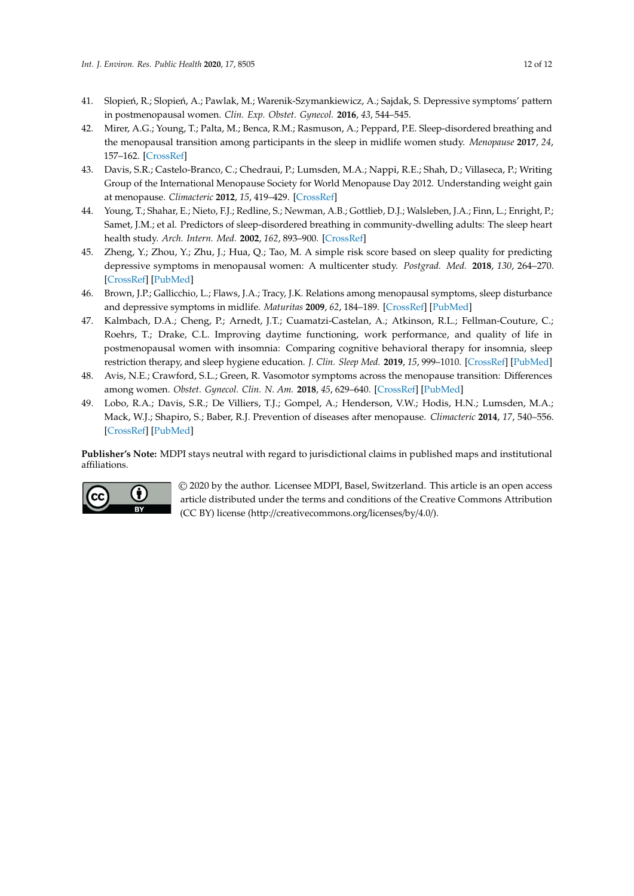41. Slopień, R.; Slopień, A.; Pawlak, M.; Warenik-Szymankiewicz, A.; Sajdak, S. Depressive symptoms' pattern in postmenopausal women. *Clin. Exp. Obstet. Gynecol.* **2016**, *43*, 544–545.
42. Mirer, A.G.; Young, T.; Palta, M.; Benca, R.M.; Rasmuson, A.; Peppard, P.E. Sleep-disordered breathing and the menopausal transition among participants in the sleep in midlife women study. *Menopause* **2017**, *24*, 157–162. [CrossRef]
43. Davis, S.R.; Castelo-Branco, C.; Chedraui, P.; Lumsden, M.A.; Nappi, R.E.; Shah, D.; Villaseca, P.; Writing Group of the International Menopause Society for World Menopause Day 2012. Understanding weight gain at menopause. *Climacteric* **2012**, *15*, 419–429. [CrossRef]
44. Young, T.; Shahar, E.; Nieto, F.J.; Redline, S.; Newman, A.B.; Gottlieb, D.J.; Walsleben, J.A.; Finn, L.; Enright, P.; Samet, J.M.; et al. Predictors of sleep-disordered breathing in community-dwelling adults: The sleep heart health study. *Arch. Intern. Med.* **2002**, *162*, 893–900. [CrossRef]
45. Zheng, Y.; Zhou, Y.; Zhu, J.; Hua, Q.; Tao, M. A simple risk score based on sleep quality for predicting depressive symptoms in menopausal women: A multicenter study. *Postgrad. Med.* **2018**, *130*, 264–270. [CrossRef] [PubMed]
46. Brown, J.P.; Gallicchio, L.; Flaws, J.A.; Tracy, J.K. Relations among menopausal symptoms, sleep disturbance and depressive symptoms in midlife. *Maturitas* **2009**, *62*, 184–189. [CrossRef] [PubMed]
47. Kalmbach, D.A.; Cheng, P.; Arnedt, J.T.; Cuamatzi-Castelan, A.; Atkinson, R.L.; Fellman-Couture, C.; Roehrs, T.; Drake, C.L. Improving daytime functioning, work performance, and quality of life in postmenopausal women with insomnia: Comparing cognitive behavioral therapy for insomnia, sleep restriction therapy, and sleep hygiene education. *J. Clin. Sleep Med.* **2019**, *15*, 999–1010. [CrossRef] [PubMed]
48. Avis, N.E.; Crawford, S.L.; Green, R. Vasomotor symptoms across the menopause transition: Differences among women. *Obstet. Gynecol. Clin. N. Am.* **2018**, *45*, 629–640. [CrossRef] [PubMed]
49. Lobo, R.A.; Davis, S.R.; De Villiers, T.J.; Gompel, A.; Henderson, V.W.; Hodis, H.N.; Lumsden, M.A.; Mack, W.J.; Shapiro, S.; Baber, R.J. Prevention of diseases after menopause. *Climacteric* **2014**, *17*, 540–556. [CrossRef] [PubMed]

**Publisher's Note:** MDPI stays neutral with regard to jurisdictional claims in published maps and institutional affiliations.

© 2020 by the author. Licensee MDPI, Basel, Switzerland. This article is an open access article distributed under the terms and conditions of the Creative Commons Attribution (CC BY) license (http://creativecommons.org/licenses/by/4.0/).